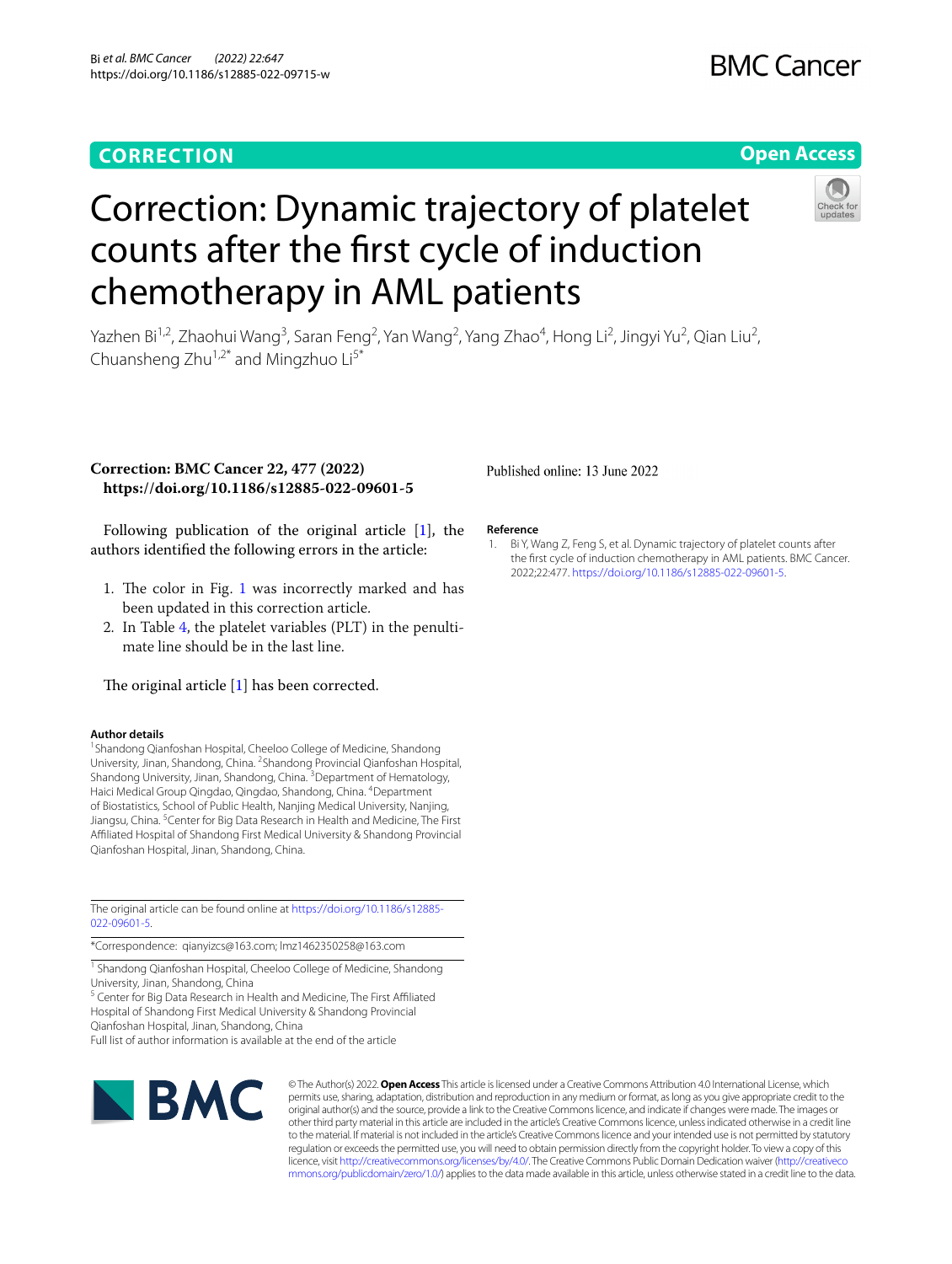CORRECTION

Open Access

# Correction: Dynamic trajectory of platelet counts after the first cycle of induction chemotherapy in AML patients

Yazhen Bi[1,2], Zhaohui Wang[3], Saran Feng[2], Yan Wang[2], Yang Zhao[4], Hong Li[2], Jingyi Yu[2], Qian Liu[2], Chuansheng Zhu[1,2*] and Mingzhuo Li[5*]

**Correction: BMC Cancer 22, 477 (2022)**
**https://doi.org/10.1186/s12885-022-09601-5**

Following publication of the original article [1], the authors identified the following errors in the article:

1. The color in Fig. 1 was incorrectly marked and has been updated in this correction article.
2. In Table 4, the platelet variables (PLT) in the penultimate line should be in the last line.

The original article [1] has been corrected.

**Author details**

[1] Shandong Qianfoshan Hospital, Cheeloo College of Medicine, Shandong University, Jinan, Shandong, China. [2] Shandong Provincial Qianfoshan Hospital, Shandong University, Jinan, Shandong, China. [3] Department of Hematology, Haici Medical Group Qingdao, Qingdao, Shandong, China. [4] Department of Biostatistics, School of Public Health, Nanjing Medical University, Nanjing, Jiangsu, China. [5] Center for Big Data Research in Health and Medicine, The First Affiliated Hospital of Shandong First Medical University & Shandong Provincial Qianfoshan Hospital, Jinan, Shandong, China.

Published online: 13 June 2022

**Reference**

1. Bi Y, Wang Z, Feng S, et al. Dynamic trajectory of platelet counts after the first cycle of induction chemotherapy in AML patients. BMC Cancer. 2022;22:477. https://doi.org/10.1186/s12885-022-09601-5.

The original article can be found online at https://doi.org/10.1186/s12885-022-09601-5.

*Correspondence: qianyizcs@163.com; lmz1462350258@163.com

[1] Shandong Qianfoshan Hospital, Cheeloo College of Medicine, Shandong University, Jinan, Shandong, China

[5] Center for Big Data Research in Health and Medicine, The First Affiliated Hospital of Shandong First Medical University & Shandong Provincial Qianfoshan Hospital, Jinan, Shandong, China

Full list of author information is available at the end of the article

© The Author(s) 2022. **Open Access** This article is licensed under a Creative Commons Attribution 4.0 International License, which permits use, sharing, adaptation, distribution and reproduction in any medium or format, as long as you give appropriate credit to the original author(s) and the source, provide a link to the Creative Commons licence, and indicate if changes were made. The images or other third party material in this article are included in the article's Creative Commons licence, unless indicated otherwise in a credit line to the material. If material is not included in the article's Creative Commons licence and your intended use is not permitted by statutory regulation or exceeds the permitted use, you will need to obtain permission directly from the copyright holder. To view a copy of this licence, visit http://creativecommons.org/licenses/by/4.0/. The Creative Commons Public Domain Dedication waiver (http://creativecommons.org/publicdomain/zero/1.0/) applies to the data made available in this article, unless otherwise stated in a credit line to the data.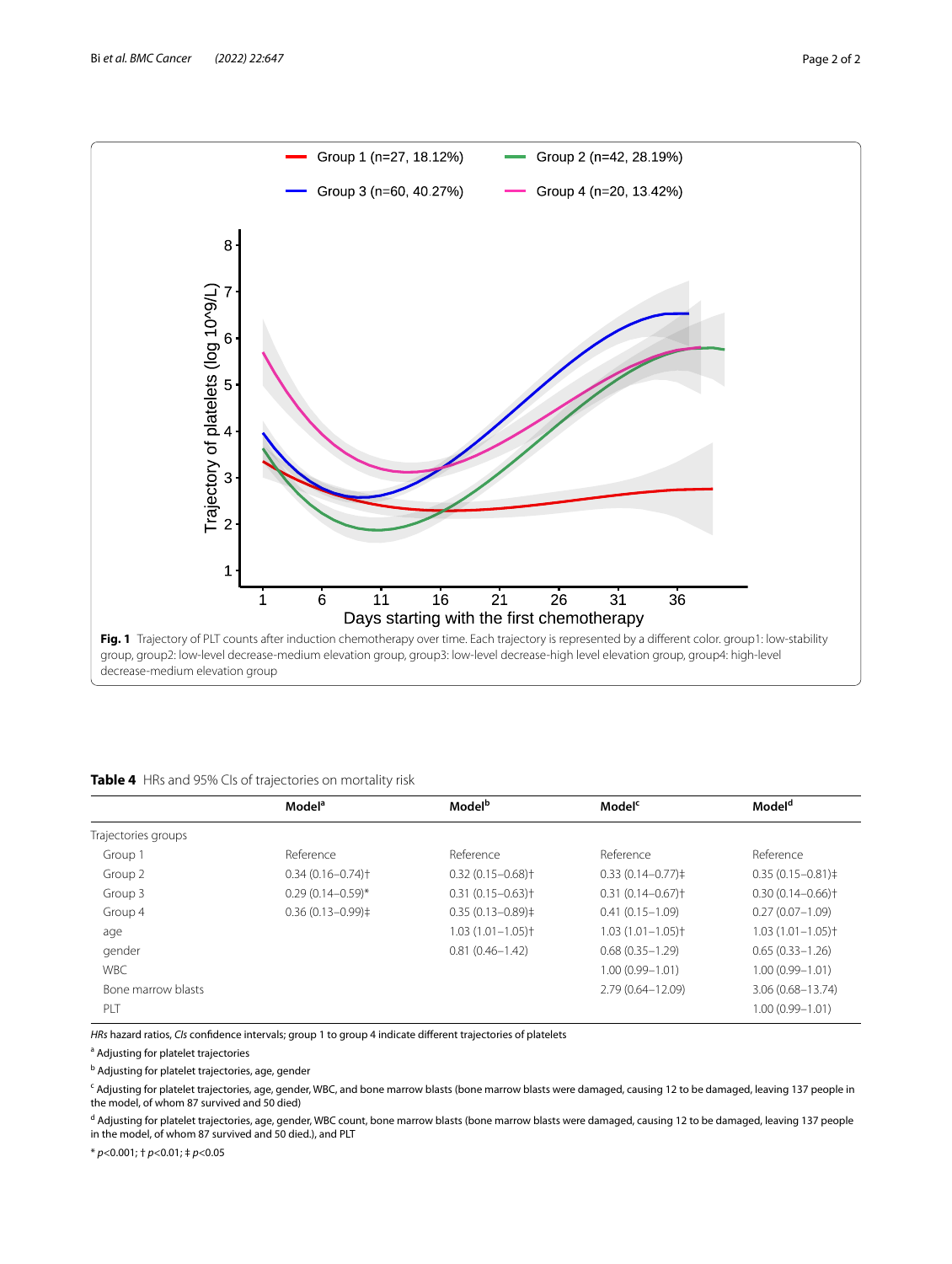Group 1 (n=27, 18.12%)
Group 2 (n=42, 28.19%)
Group 3 (n=60, 40.27%)
Group 4 (n=20, 13.42%)

Trajectory of platelets (log 10^9/L)

8
7
6
5
4
3
2
1

1 6 11 16 21 26 31 36

Days starting with the first chemotherapy

**Fig. 1** Trajectory of PLT counts after induction chemotherapy over time. Each trajectory is represented by a different color. group1: low-stability group, group2: low-level decrease-medium elevation group, group3: low-level decrease-high level elevation group, group4: high-level decrease-medium elevation group

**Table 4** HRs and 95% CIs of trajectories on mortality risk

| | Model[a] | Model[b] | Model[c] | Model[d] |
|---|---|---|---|---|
| Trajectories groups | | | | |
| Group 1 | Reference | Reference | Reference | Reference |
| Group 2 | 0.34 (0.16–0.74)† | 0.32 (0.15–0.68)† | 0.33 (0.14–0.77)‡ | 0.35 (0.15–0.81)‡ |
| Group 3 | 0.29 (0.14–0.59)* | 0.31 (0.15–0.63)† | 0.31 (0.14–0.67)† | 0.30 (0.14–0.66)† |
| Group 4 | 0.36 (0.13–0.99)‡ | 0.35 (0.13–0.89)‡ | 0.41 (0.15–1.09) | 0.27 (0.07–1.09) |
| age | | 1.03 (1.01–1.05)† | 1.03 (1.01–1.05)† | 1.03 (1.01–1.05)† |
| gender | | 0.81 (0.46–1.42) | 0.68 (0.35–1.29) | 0.65 (0.33–1.26) |
| WBC | | | 1.00 (0.99–1.01) | 1.00 (0.99–1.01) |
| Bone marrow blasts | | | 2.79 (0.64–12.09) | 3.06 (0.68–13.74) |
| PLT | | | | 1.00 (0.99–1.01) |

*HRs* hazard ratios, *CIs* confidence intervals; group 1 to group 4 indicate different trajectories of platelets

[a] Adjusting for platelet trajectories

[b] Adjusting for platelet trajectories, age, gender

[c] Adjusting for platelet trajectories, age, gender, WBC, and bone marrow blasts (bone marrow blasts were damaged, causing 12 to be damaged, leaving 137 people in the model, of whom 87 survived and 50 died)

[d] Adjusting for platelet trajectories, age, gender, WBC count, bone marrow blasts (bone marrow blasts were damaged, causing 12 to be damaged, leaving 137 people in the model, of whom 87 survived and 50 died.), and PLT

* $p$<0.001; † $p$<0.01; ‡ $p$<0.05